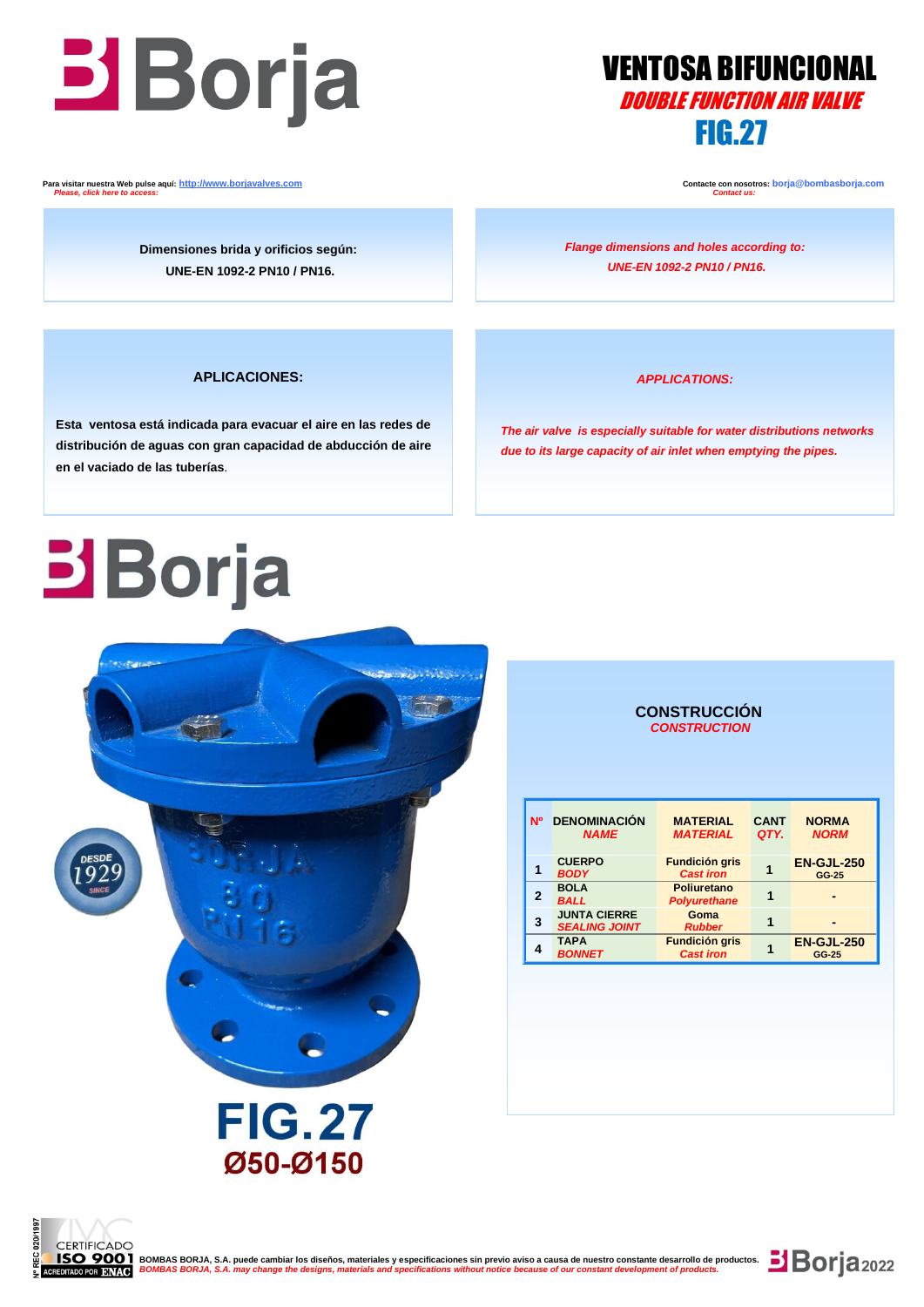# VENTOSA BIFUNCIONAL

## *DOUBLE FUNCTION AIR VALVE*

## FIG.27

Para visitar nuestra Web pulse aquí: http://www.borjavalves.com
*Please, click here to access:*

Contacte con nosotros: borja@bombasborja.com
*Contact us:*

Dimensiones brida y orificios según:
UNE-EN 1092-2 PN10 / PN16.

*Flange dimensions and holes according to:*
*UNE-EN 1092-2 PN10 / PN16.*

### APLICACIONES:

Esta ventosa está indicada para evacuar el aire en las redes de distribución de aguas con gran capacidad de abducción de aire en el vaciado de las tuberías.

### *APPLICATIONS:*

*The air valve is especially suitable for water distributions networks due to its large capacity of air inlet when emptying the pipes.*

**FIG.27**
**Ø50-Ø150**

### CONSTRUCCIÓN
### *CONSTRUCTION*

| Nº | DENOMINACIÓN *NAME* | MATERIAL *MATERIAL* | CANT *QTY.* | NORMA *NORM* |
|---|---|---|---|---|
| 1 | CUERPO *BODY* | Fundición gris *Cast iron* | 1 | EN-GJL-250 GG-25 |
| 2 | BOLA *BALL* | Poliuretano *Polyurethane* | 1 | - |
| 3 | JUNTA CIERRE *SEALING JOINT* | Goma *Rubber* | 1 | - |
| 4 | TAPA *BONNET* | Fundición gris *Cast iron* | 1 | EN-GJL-250 GG-25 |

BOMBAS BORJA, S.A. puede cambiar los diseños, materiales y especificaciones sin previo aviso a causa de nuestro constante desarrollo de productos.
*BOMBAS BORJA, S.A. may change the designs, materials and specifications without notice because of our constant development of products.*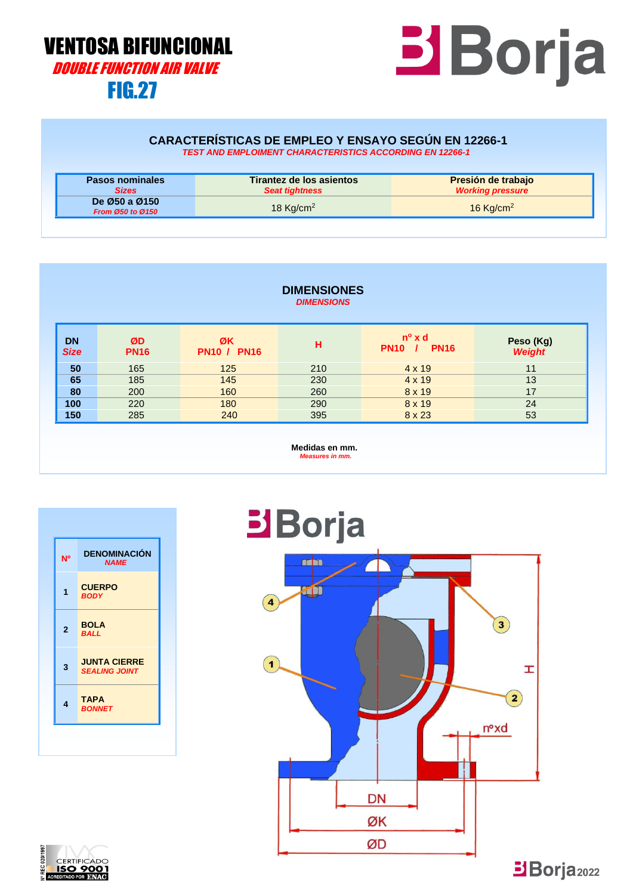# VENTOSA BIFUNCIONAL

## *DOUBLE FUNCTION AIR VALVE*

## FIG.27

### CARACTERÍSTICAS DE EMPLEO Y ENSAYO SEGÚN EN 12266-1

*TEST AND EMPLOIMENT CHARACTERISTICS ACCORDING EN 12266-1*

| Pasos nominales *Sizes* | Tirantez de los asientos *Seat tightness* | Presión de trabajo *Working pressure* |
|---|---|---|
| De Ø50 a Ø150 *From Ø50 to Ø150* | 18 Kg/cm$^2$ | 16 Kg/cm$^2$ |

### DIMENSIONES

*DIMENSIONS*

| DN *Size* | ØD PN16 | ØK PN10 / PN16 | H | nº x d PN10 / PN16 | Peso (Kg) *Weight* |
|---|---|---|---|---|---|
| 50 | 165 | 125 | 210 | 4 x 19 | 11 |
| 65 | 185 | 145 | 230 | 4 x 19 | 13 |
| 80 | 200 | 160 | 260 | 8 x 19 | 17 |
| 100 | 220 | 180 | 290 | 8 x 19 | 24 |
| 150 | 285 | 240 | 395 | 8 x 23 | 53 |

**Medidas en mm.**
*Measures in mm.*

| Nº | DENOMINACIÓN *NAME* |
|---|---|
| 1 | CUERPO *BODY* |
| 2 | BOLA *BALL* |
| 3 | JUNTA CIERRE *SEALING JOINT* |
| 4 | TAPA *BONNET* |

Borja

4
3
1
H
2
nºxd
DN
ØK
ØD

CERTIFICADO ISO 9001